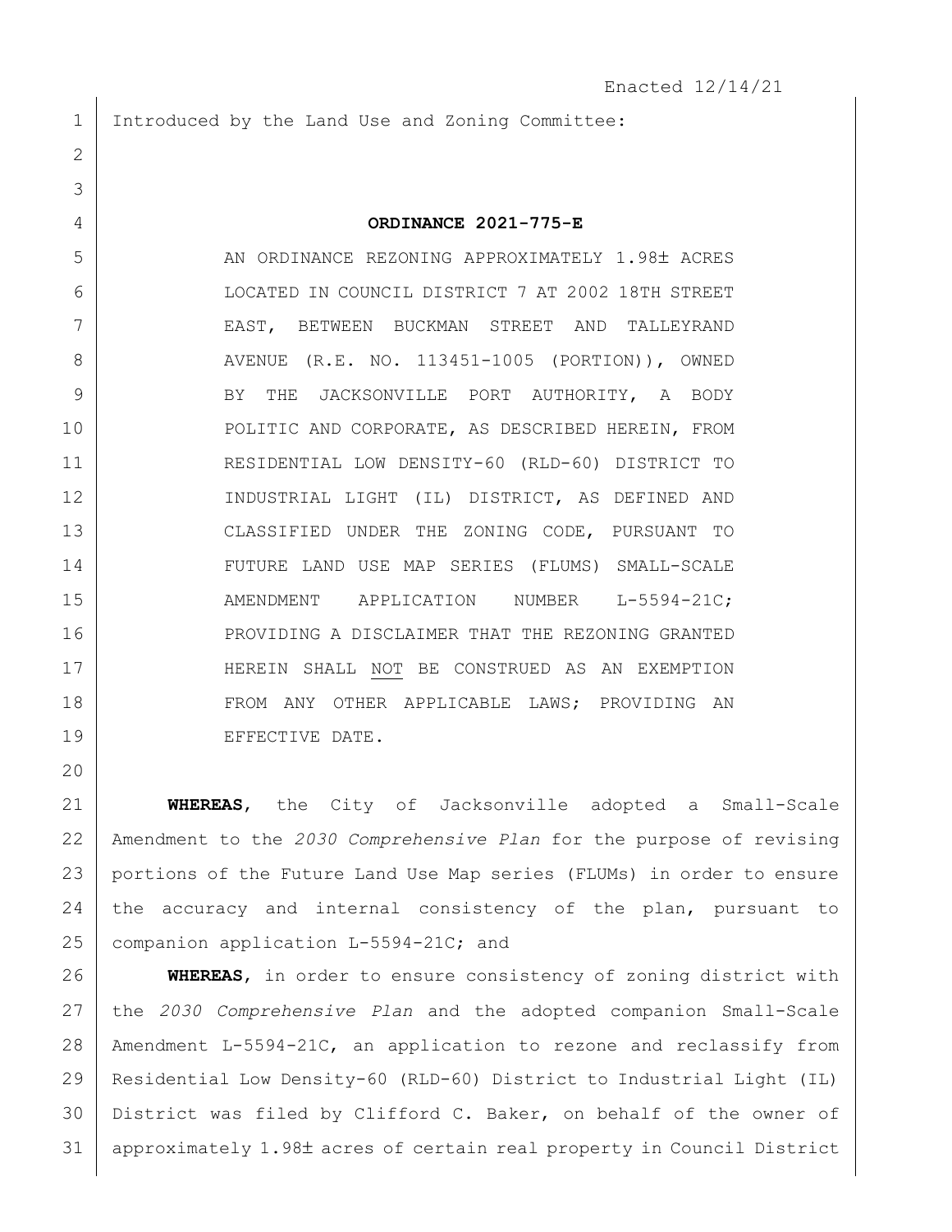Enacted 12/14/21

Introduced by the Land Use and Zoning Committee:

**ORDINANCE 2021-775-E**

AN ORDINANCE REZONING APPROXIMATELY 1.98± ACRES LOCATED IN COUNCIL DISTRICT 7 AT 2002 18TH STREET EAST, BETWEEN BUCKMAN STREET AND TALLEYRAND AVENUE (R.E. NO. 113451-1005 (PORTION)), OWNED BY THE JACKSONVILLE PORT AUTHORITY, A BODY POLITIC AND CORPORATE, AS DESCRIBED HEREIN, FROM RESIDENTIAL LOW DENSITY-60 (RLD-60) DISTRICT TO INDUSTRIAL LIGHT (IL) DISTRICT, AS DEFINED AND CLASSIFIED UNDER THE ZONING CODE, PURSUANT TO FUTURE LAND USE MAP SERIES (FLUMS) SMALL-SCALE AMENDMENT APPLICATION NUMBER L-5594-21C; PROVIDING A DISCLAIMER THAT THE REZONING GRANTED HEREIN SHALL NOT BE CONSTRUED AS AN EXEMPTION FROM ANY OTHER APPLICABLE LAWS; PROVIDING AN EFFECTIVE DATE.

**WHEREAS**, the City of Jacksonville adopted a Small-Scale Amendment to the *2030 Comprehensive Plan* for the purpose of revising portions of the Future Land Use Map series (FLUMs) in order to ensure the accuracy and internal consistency of the plan, pursuant to companion application L-5594-21C; and

**WHEREAS**, in order to ensure consistency of zoning district with the *2030 Comprehensive Plan* and the adopted companion Small-Scale Amendment L-5594-21C, an application to rezone and reclassify from Residential Low Density-60 (RLD-60) District to Industrial Light (IL) District was filed by Clifford C. Baker, on behalf of the owner of approximately 1.98± acres of certain real property in Council District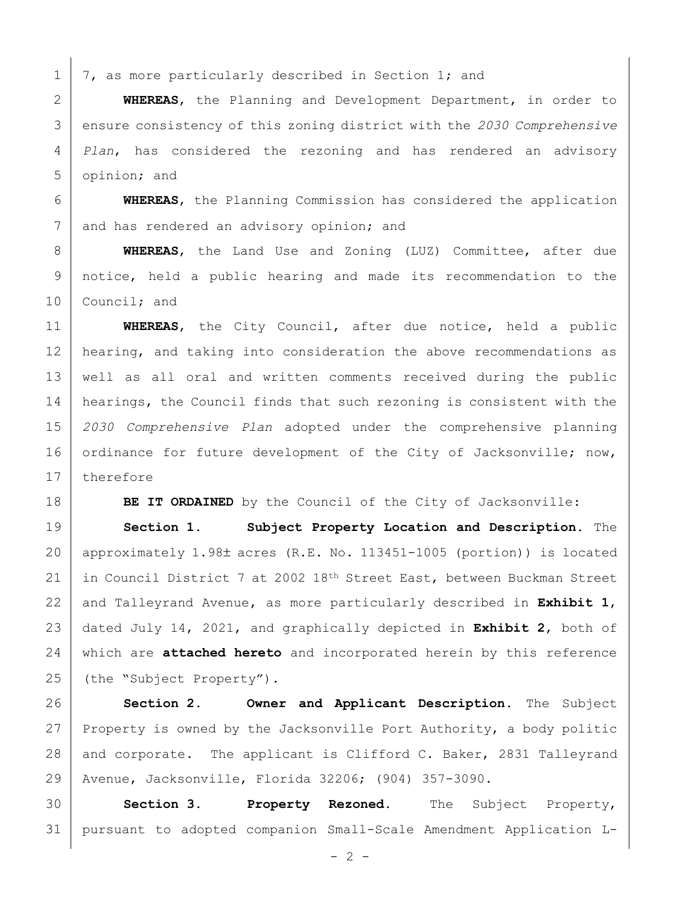7, as more particularly described in Section 1; and

**WHEREAS**, the Planning and Development Department, in order to ensure consistency of this zoning district with the *2030 Comprehensive Plan*, has considered the rezoning and has rendered an advisory opinion; and

**WHEREAS**, the Planning Commission has considered the application and has rendered an advisory opinion; and

**WHEREAS**, the Land Use and Zoning (LUZ) Committee, after due notice, held a public hearing and made its recommendation to the Council; and

**WHEREAS**, the City Council, after due notice, held a public hearing, and taking into consideration the above recommendations as well as all oral and written comments received during the public hearings, the Council finds that such rezoning is consistent with the *2030 Comprehensive Plan* adopted under the comprehensive planning ordinance for future development of the City of Jacksonville; now, therefore

**BE IT ORDAINED** by the Council of the City of Jacksonville:

**Section 1. Subject Property Location and Description.** The approximately 1.98± acres (R.E. No. 113451-1005 (portion)) is located in Council District 7 at 2002 18th Street East, between Buckman Street and Talleyrand Avenue, as more particularly described in **Exhibit 1**, dated July 14, 2021, and graphically depicted in **Exhibit 2**, both of which are **attached hereto** and incorporated herein by this reference (the "Subject Property").

**Section 2. Owner and Applicant Description.** The Subject Property is owned by the Jacksonville Port Authority, a body politic and corporate. The applicant is Clifford C. Baker, 2831 Talleyrand Avenue, Jacksonville, Florida 32206; (904) 357-3090.

**Section 3. Property Rezoned.** The Subject Property, pursuant to adopted companion Small-Scale Amendment Application L-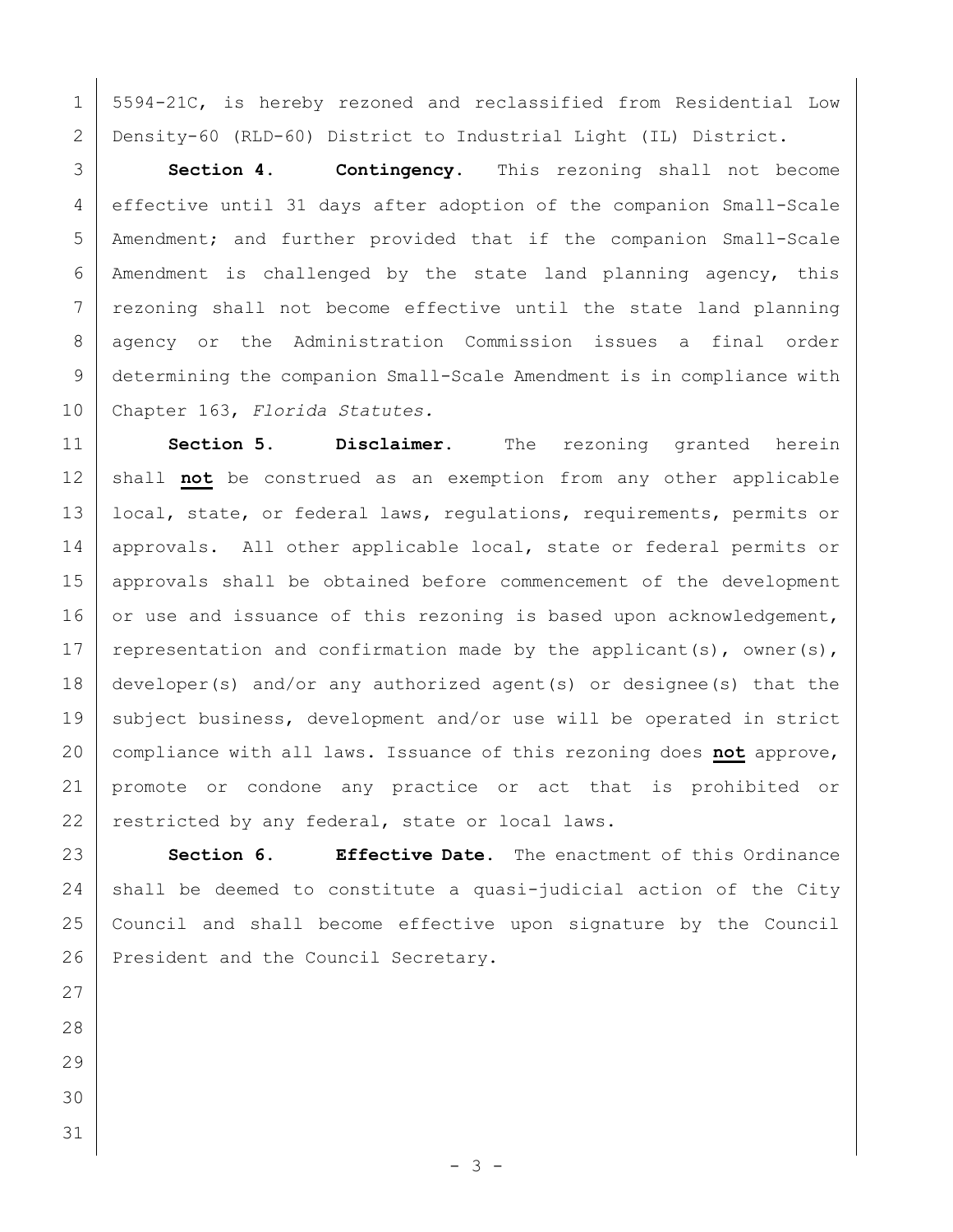5594-21C, is hereby rezoned and reclassified from Residential Low Density-60 (RLD-60) District to Industrial Light (IL) District.

**Section 4. Contingency.** This rezoning shall not become effective until 31 days after adoption of the companion Small-Scale Amendment; and further provided that if the companion Small-Scale Amendment is challenged by the state land planning agency, this rezoning shall not become effective until the state land planning agency or the Administration Commission issues a final order determining the companion Small-Scale Amendment is in compliance with Chapter 163, *Florida Statutes.*

**Section 5. Disclaimer.** The rezoning granted herein shall **not** be construed as an exemption from any other applicable local, state, or federal laws, regulations, requirements, permits or approvals. All other applicable local, state or federal permits or approvals shall be obtained before commencement of the development or use and issuance of this rezoning is based upon acknowledgement, representation and confirmation made by the applicant(s), owner(s), developer(s) and/or any authorized agent(s) or designee(s) that the subject business, development and/or use will be operated in strict compliance with all laws. Issuance of this rezoning does **not** approve, promote or condone any practice or act that is prohibited or restricted by any federal, state or local laws.

**Section 6. Effective Date.** The enactment of this Ordinance shall be deemed to constitute a quasi-judicial action of the City Council and shall become effective upon signature by the Council President and the Council Secretary.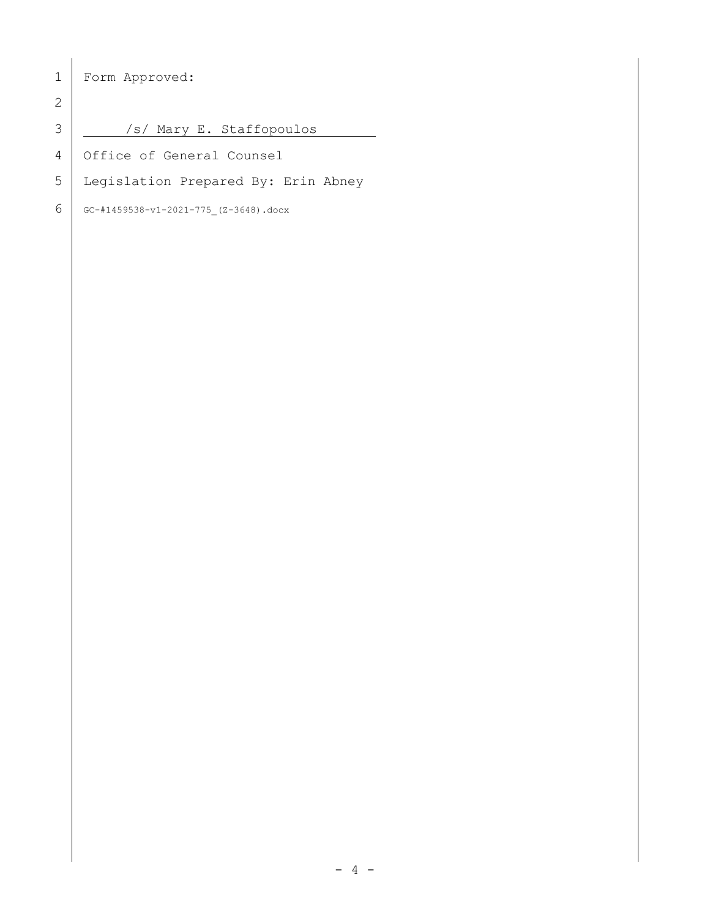Form Approved:

/s/ Mary E. Staffopoulos

Office of General Counsel

Legislation Prepared By: Erin Abney

GC-#1459538-v1-2021-775_(Z-3648).docx